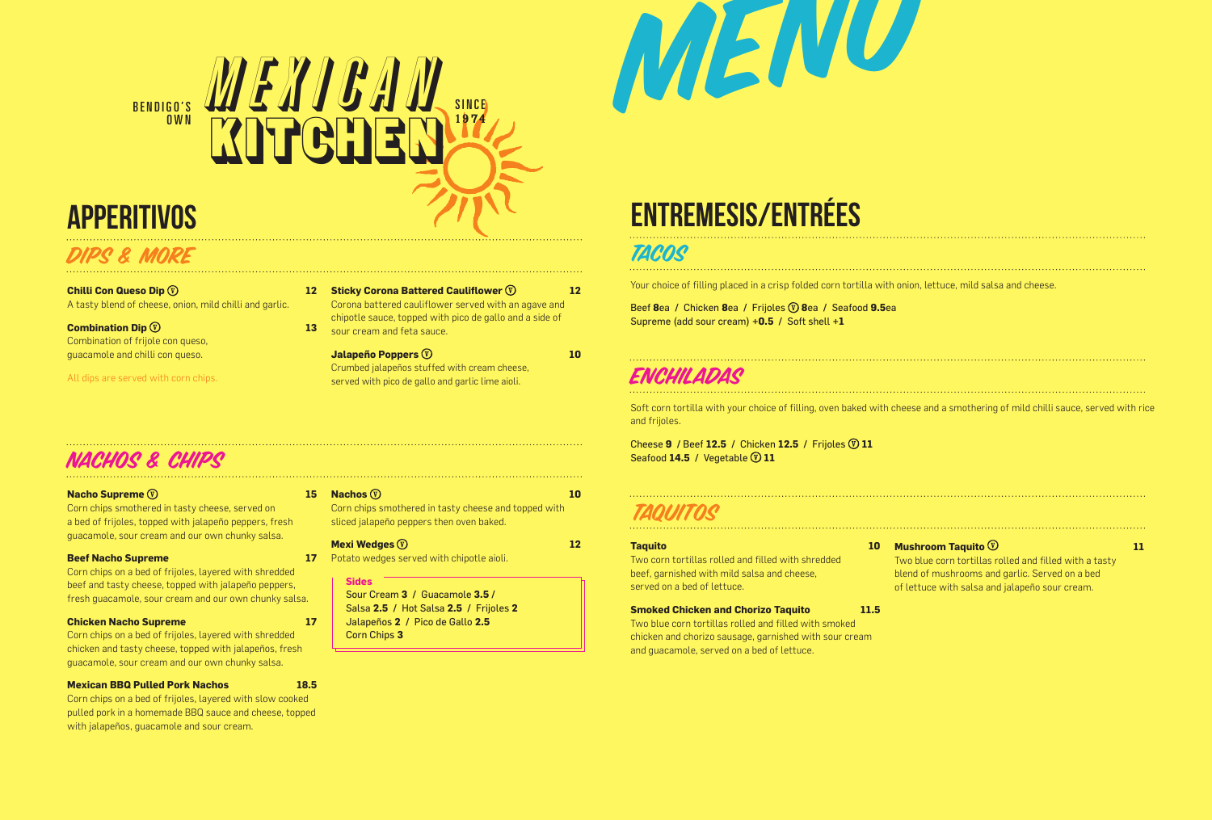BENDIGO'S OWN **MEXICAN KITCHEN** SINCE 1974

# MENU

# APPERITIVOS

## DIPS & MORE

**Chilli Con Queso Dip** (V) **12**
A tasty blend of cheese, onion, mild chilli and garlic.

**Combination Dip** (V) **13**
Combination of frijole con queso, guacamole and chilli con queso.

All dips are served with corn chips.

**Sticky Corona Battered Cauliflower** (V) **12**
Corona battered cauliflower served with an agave and chipotle sauce, topped with pico de gallo and a side of sour cream and feta sauce.

**Jalapeño Poppers** (V) **10**
Crumbed jalapeños stuffed with cream cheese, served with pico de gallo and garlic lime aioli.

## NACHOS & CHIPS

**Nacho Supreme** (V) **15**
Corn chips smothered in tasty cheese, served on a bed of frijoles, topped with jalapeño peppers, fresh guacamole, sour cream and our own chunky salsa.

**Beef Nacho Supreme** **17**
Corn chips on a bed of frijoles, layered with shredded beef and tasty cheese, topped with jalapeño peppers, fresh guacamole, sour cream and our own chunky salsa.

**Chicken Nacho Supreme** **17**
Corn chips on a bed of frijoles, layered with shredded chicken and tasty cheese, topped with jalapeños, fresh guacamole, sour cream and our own chunky salsa.

**Mexican BBQ Pulled Pork Nachos** **18.5**
Corn chips on a bed of frijoles, layered with slow cooked pulled pork in a homemade BBQ sauce and cheese, topped with jalapeños, guacamole and sour cream.

**Nachos** (V) **10**
Corn chips smothered in tasty cheese and topped with sliced jalapeño peppers then oven baked.

**Mexi Wedges** (V) **12**
Potato wedges served with chipotle aioli.

**Sides**
Sour Cream **3** / Guacamole **3.5** / Salsa **2.5** / Hot Salsa **2.5** / Frijoles **2**
Jalapeños **2** / Pico de Gallo **2.5**
Corn Chips **3**

# ENTREMESIS/ENTRÉES

## TACOS

Your choice of filling placed in a crisp folded corn tortilla with onion, lettuce, mild salsa and cheese.

Beef **8**ea / Chicken **8**ea / Frijoles (V) **8**ea / Seafood **9.5**ea
Supreme (add sour cream) +**0.5** / Soft shell +**1**

## ENCHILADAS

Soft corn tortilla with your choice of filling, oven baked with cheese and a smothering of mild chilli sauce, served with rice and frijoles.

Cheese **9** / Beef **12.5** / Chicken **12.5** / Frijoles (V) **11**
Seafood **14.5** / Vegetable (V) **11**

## TAQUITOS

**Taquito** **10**
Two corn tortillas rolled and filled with shredded beef, garnished with mild salsa and cheese, served on a bed of lettuce.

**Smoked Chicken and Chorizo Taquito** **11.5**
Two blue corn tortillas rolled and filled with smoked chicken and chorizo sausage, garnished with sour cream and guacamole, served on a bed of lettuce.

**Mushroom Taquito** (V) **11**
Two blue corn tortillas rolled and filled with a tasty blend of mushrooms and garlic. Served on a bed of lettuce with salsa and jalapeño sour cream.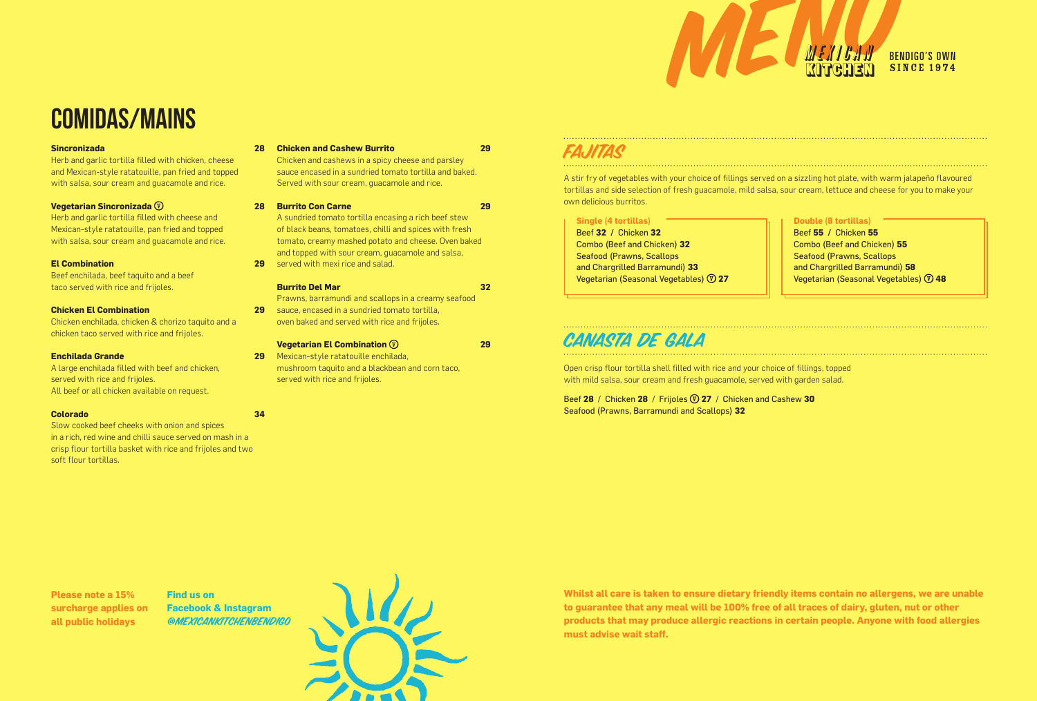# MENU

MEXICAN KITCHEN

BENDIGO'S OWN SINCE 1974

## COMIDAS/MAINS

**Sincronizada** **28**
Herb and garlic tortilla filled with chicken, cheese and Mexican-style ratatouille, pan fried and topped with salsa, sour cream and guacamole and rice.

**Vegetarian Sincronizada** (V) **28**
Herb and garlic tortilla filled with cheese and Mexican-style ratatouille, pan fried and topped with salsa, sour cream and guacamole and rice.

**El Combination** **29**
Beef enchilada, beef taquito and a beef taco served with rice and frijoles.

**Chicken El Combination** **29**
Chicken enchilada, chicken & chorizo taquito and a chicken taco served with rice and frijoles.

**Enchilada Grande** **29**
A large enchilada filled with beef and chicken, served with rice and frijoles.
All beef or all chicken available on request.

**Colorado** **34**
Slow cooked beef cheeks with onion and spices in a rich, red wine and chilli sauce served on mash in a crisp flour tortilla basket with rice and frijoles and two soft flour tortillas.

**Chicken and Cashew Burrito** **29**
Chicken and cashews in a spicy cheese and parsley sauce encased in a sundried tomato tortilla and baked. Served with sour cream, guacamole and rice.

**Burrito Con Carne** **29**
A sundried tomato tortilla encasing a rich beef stew of black beans, tomatoes, chilli and spices with fresh tomato, creamy mashed potato and cheese. Oven baked and topped with sour cream, guacamole and salsa, served with mexi rice and salad.

**Burrito Del Mar** **32**
Prawns, barramundi and scallops in a creamy seafood sauce, encased in a sundried tomato tortilla, oven baked and served with rice and frijoles.

**Vegetarian El Combination** (V) **29**
Mexican-style ratatouille enchilada, mushroom taquito and a blackbean and corn taco, served with rice and frijoles.

## FAJITAS

A stir fry of vegetables with your choice of fillings served on a sizzling hot plate, with warm jalapeño flavoured tortillas and side selection of fresh guacamole, mild salsa, sour cream, lettuce and cheese for you to make your own delicious burritos.

**Single (4 tortillas)**
Beef **32** / Chicken **32**
Combo (Beef and Chicken) **32**
Seafood (Prawns, Scallops and Chargrilled Barramundi) **33**
Vegetarian (Seasonal Vegetables) (V) **27**

**Double (8 tortillas)**
Beef **55** / Chicken **55**
Combo (Beef and Chicken) **55**
Seafood (Prawns, Scallops and Chargrilled Barramundi) **58**
Vegetarian (Seasonal Vegetables) (V) **48**

## CANASTA DE GALA

Open crisp flour tortilla shell filled with rice and your choice of fillings, topped with mild salsa, sour cream and fresh guacamole, served with garden salad.

Beef **28** / Chicken **28** / Frijoles (V) **27** / Chicken and Cashew **30**
Seafood (Prawns, Barramundi and Scallops) **32**

**Please note a 15% surcharge applies on all public holidays**

**Find us on Facebook & Instagram**
*@MEXICANKITCHENBENDIGO*

**Whilst all care is taken to ensure dietary friendly items contain no allergens, we are unable to guarantee that any meal will be 100% free of all traces of dairy, gluten, nut or other products that may produce allergic reactions in certain people. Anyone with food allergies must advise wait staff.**